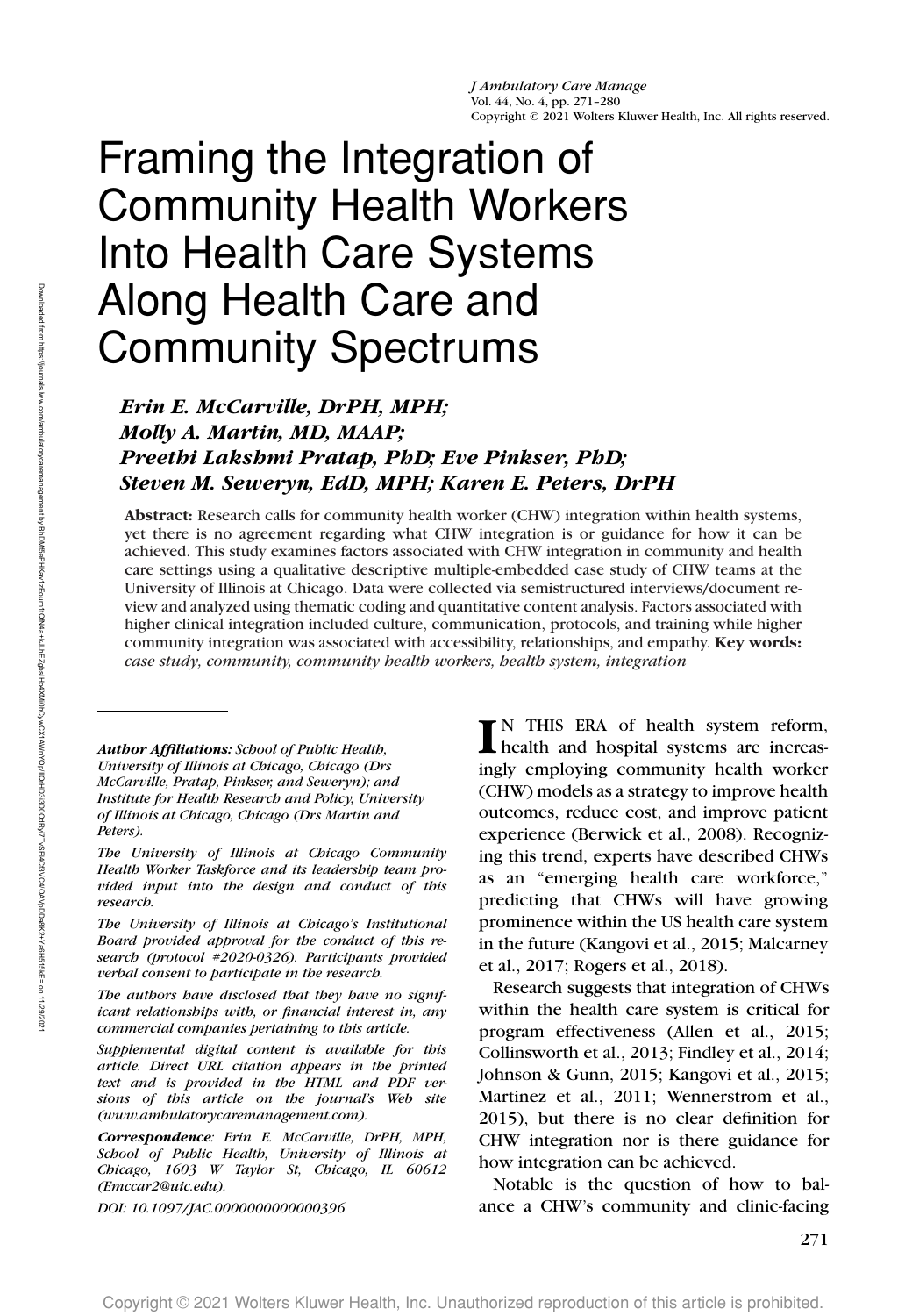# Framing the Integration of Community Health Workers Into Health Care Systems Along Health Care and Community Spectrums

***Erin E. McCarville, DrPH, MPH; Molly A. Martin, MD, MAAP; Preethi Lakshmi Pratap, PhD; Eve Pinkser, PhD; Steven M. Seweryn, EdD, MPH; Karen E. Peters, DrPH***

**Abstract:** Research calls for community health worker (CHW) integration within health systems, yet there is no agreement regarding what CHW integration is or guidance for how it can be achieved. This study examines factors associated with CHW integration in community and health care settings using a qualitative descriptive multiple-embedded case study of CHW teams at the University of Illinois at Chicago. Data were collected via semistructured interviews/document review and analyzed using thematic coding and quantitative content analysis. Factors associated with higher clinical integration included culture, communication, protocols, and training while higher community integration was associated with accessibility, relationships, and empathy. **Key words:** *case study, community, community health workers, health system, integration*

***Author Affiliations:*** *School of Public Health, University of Illinois at Chicago, Chicago (Drs McCarville, Pratap, Pinkser, and Seweryn); and Institute for Health Research and Policy, University of Illinois at Chicago, Chicago (Drs Martin and Peters).*

*The University of Illinois at Chicago Community Health Worker Taskforce and its leadership team provided input into the design and conduct of this research.*

*The University of Illinois at Chicago's Institutional Board provided approval for the conduct of this research (protocol #2020-0326). Participants provided verbal consent to participate in the research.*

*The authors have disclosed that they have no significant relationships with, or financial interest in, any commercial companies pertaining to this article.*

*Supplemental digital content is available for this article. Direct URL citation appears in the printed text and is provided in the HTML and PDF versions of this article on the journal's Web site (www.ambulatorycaremanagement.com).*

***Correspondence:*** *Erin E. McCarville, DrPH, MPH, School of Public Health, University of Illinois at Chicago, 1603 W Taylor St, Chicago, IL 60612 (Emccar2@uic.edu).*

*DOI: 10.1097/JAC.0000000000000396*

IN THIS ERA of health system reform, health and hospital systems are increasingly employing community health worker (CHW) models as a strategy to improve health outcomes, reduce cost, and improve patient experience (Berwick et al., 2008). Recognizing this trend, experts have described CHWs as an "emerging health care workforce," predicting that CHWs will have growing prominence within the US health care system in the future (Kangovi et al., 2015; Malcarney et al., 2017; Rogers et al., 2018).

Research suggests that integration of CHWs within the health care system is critical for program effectiveness (Allen et al., 2015; Collinsworth et al., 2013; Findley et al., 2014; Johnson & Gunn, 2015; Kangovi et al., 2015; Martinez et al., 2011; Wennerstrom et al., 2015), but there is no clear definition for CHW integration nor is there guidance for how integration can be achieved.

Notable is the question of how to balance a CHW's community and clinic-facing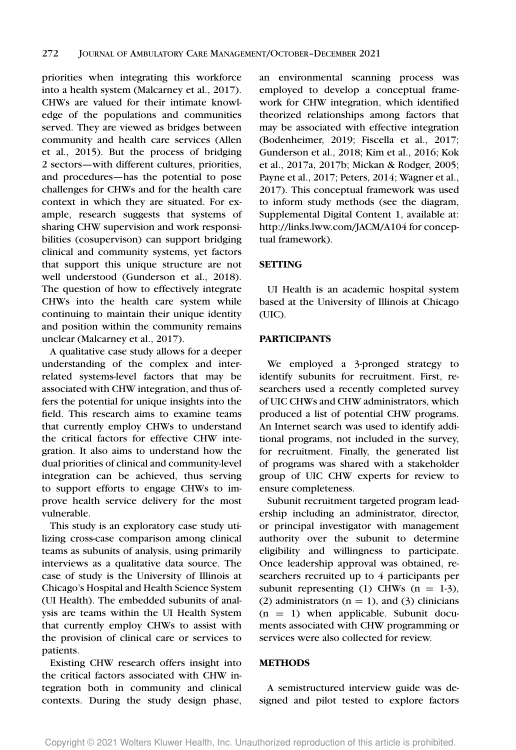priorities when integrating this workforce into a health system (Malcarney et al., 2017). CHWs are valued for their intimate knowledge of the populations and communities served. They are viewed as bridges between community and health care services (Allen et al., 2015). But the process of bridging 2 sectors—with different cultures, priorities, and procedures—has the potential to pose challenges for CHWs and for the health care context in which they are situated. For example, research suggests that systems of sharing CHW supervision and work responsibilities (cosupervison) can support bridging clinical and community systems, yet factors that support this unique structure are not well understood (Gunderson et al., 2018). The question of how to effectively integrate CHWs into the health care system while continuing to maintain their unique identity and position within the community remains unclear (Malcarney et al., 2017).

A qualitative case study allows for a deeper understanding of the complex and interrelated systems-level factors that may be associated with CHW integration, and thus offers the potential for unique insights into the field. This research aims to examine teams that currently employ CHWs to understand the critical factors for effective CHW integration. It also aims to understand how the dual priorities of clinical and community-level integration can be achieved, thus serving to support efforts to engage CHWs to improve health service delivery for the most vulnerable.

This study is an exploratory case study utilizing cross-case comparison among clinical teams as subunits of analysis, using primarily interviews as a qualitative data source. The case of study is the University of Illinois at Chicago's Hospital and Health Science System (UI Health). The embedded subunits of analysis are teams within the UI Health System that currently employ CHWs to assist with the provision of clinical care or services to patients.

Existing CHW research offers insight into the critical factors associated with CHW integration both in community and clinical contexts. During the study design phase, an environmental scanning process was employed to develop a conceptual framework for CHW integration, which identified theorized relationships among factors that may be associated with effective integration (Bodenheimer, 2019; Fiscella et al., 2017; Gunderson et al., 2018; Kim et al., 2016; Kok et al., 2017a, 2017b; Mickan & Rodger, 2005; Payne et al., 2017; Peters, 2014; Wagner et al., 2017). This conceptual framework was used to inform study methods (see the diagram, Supplemental Digital Content 1, available at: http://links.lww.com/JACM/A104 for conceptual framework).

## SETTING

UI Health is an academic hospital system based at the University of Illinois at Chicago (UIC).

## PARTICIPANTS

We employed a 3-pronged strategy to identify subunits for recruitment. First, researchers used a recently completed survey of UIC CHWs and CHW administrators, which produced a list of potential CHW programs. An Internet search was used to identify additional programs, not included in the survey, for recruitment. Finally, the generated list of programs was shared with a stakeholder group of UIC CHW experts for review to ensure completeness.

Subunit recruitment targeted program leadership including an administrator, director, or principal investigator with management authority over the subunit to determine eligibility and willingness to participate. Once leadership approval was obtained, researchers recruited up to 4 participants per subunit representing (1) CHWs (n = 1-3), (2) administrators (n = 1), and (3) clinicians (n = 1) when applicable. Subunit documents associated with CHW programming or services were also collected for review.

## METHODS

A semistructured interview guide was designed and pilot tested to explore factors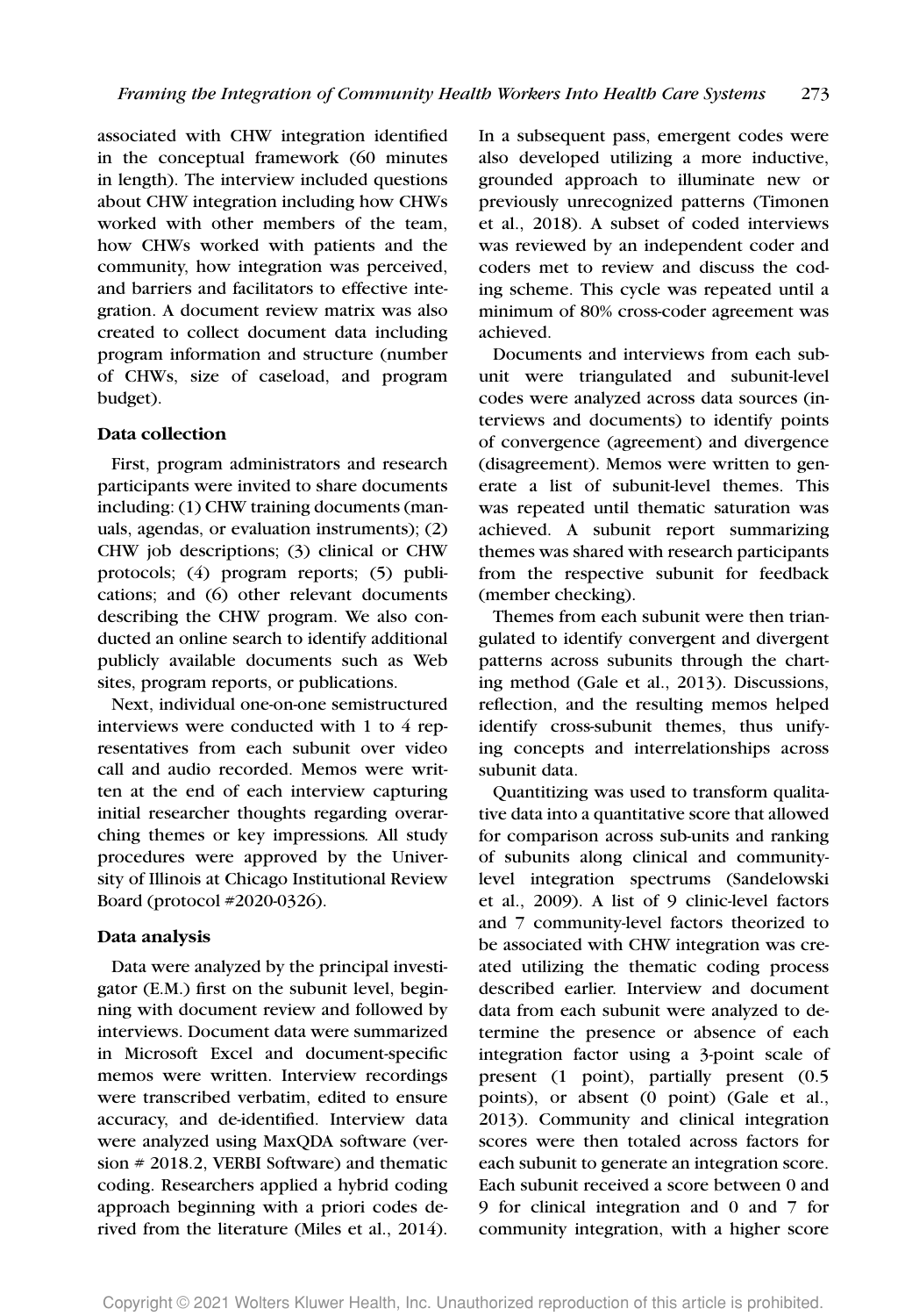associated with CHW integration identified in the conceptual framework (60 minutes in length). The interview included questions about CHW integration including how CHWs worked with other members of the team, how CHWs worked with patients and the community, how integration was perceived, and barriers and facilitators to effective integration. A document review matrix was also created to collect document data including program information and structure (number of CHWs, size of caseload, and program budget).

### Data collection

First, program administrators and research participants were invited to share documents including: (1) CHW training documents (manuals, agendas, or evaluation instruments); (2) CHW job descriptions; (3) clinical or CHW protocols; (4) program reports; (5) publications; and (6) other relevant documents describing the CHW program. We also conducted an online search to identify additional publicly available documents such as Web sites, program reports, or publications.

Next, individual one-on-one semistructured interviews were conducted with 1 to 4 representatives from each subunit over video call and audio recorded. Memos were written at the end of each interview capturing initial researcher thoughts regarding overarching themes or key impressions. All study procedures were approved by the University of Illinois at Chicago Institutional Review Board (protocol #2020-0326).

### Data analysis

Data were analyzed by the principal investigator (E.M.) first on the subunit level, beginning with document review and followed by interviews. Document data were summarized in Microsoft Excel and document-specific memos were written. Interview recordings were transcribed verbatim, edited to ensure accuracy, and de-identified. Interview data were analyzed using MaxQDA software (version # 2018.2, VERBI Software) and thematic coding. Researchers applied a hybrid coding approach beginning with a priori codes derived from the literature (Miles et al., 2014). In a subsequent pass, emergent codes were also developed utilizing a more inductive, grounded approach to illuminate new or previously unrecognized patterns (Timonen et al., 2018). A subset of coded interviews was reviewed by an independent coder and coders met to review and discuss the coding scheme. This cycle was repeated until a minimum of 80% cross-coder agreement was achieved.

Documents and interviews from each subunit were triangulated and subunit-level codes were analyzed across data sources (interviews and documents) to identify points of convergence (agreement) and divergence (disagreement). Memos were written to generate a list of subunit-level themes. This was repeated until thematic saturation was achieved. A subunit report summarizing themes was shared with research participants from the respective subunit for feedback (member checking).

Themes from each subunit were then triangulated to identify convergent and divergent patterns across subunits through the charting method (Gale et al., 2013). Discussions, reflection, and the resulting memos helped identify cross-subunit themes, thus unifying concepts and interrelationships across subunit data.

Quantitizing was used to transform qualitative data into a quantitative score that allowed for comparison across sub-units and ranking of subunits along clinical and community-level integration spectrums (Sandelowski et al., 2009). A list of 9 clinic-level factors and 7 community-level factors theorized to be associated with CHW integration was created utilizing the thematic coding process described earlier. Interview and document data from each subunit were analyzed to determine the presence or absence of each integration factor using a 3-point scale of present (1 point), partially present (0.5 points), or absent (0 point) (Gale et al., 2013). Community and clinical integration scores were then totaled across factors for each subunit to generate an integration score. Each subunit received a score between 0 and 9 for clinical integration and 0 and 7 for community integration, with a higher score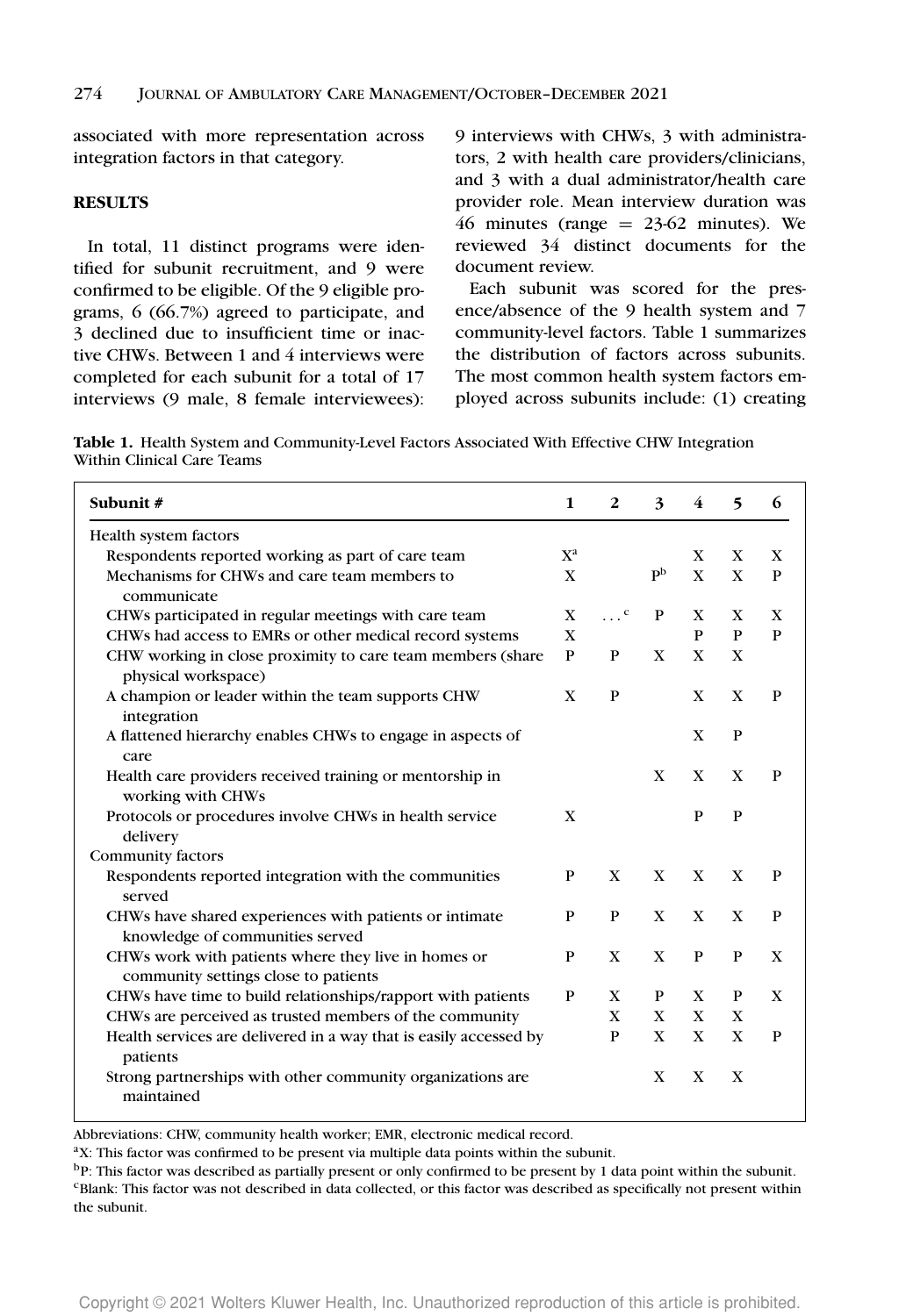associated with more representation across integration factors in that category.

## RESULTS

In total, 11 distinct programs were identified for subunit recruitment, and 9 were confirmed to be eligible. Of the 9 eligible programs, 6 (66.7%) agreed to participate, and 3 declined due to insufficient time or inactive CHWs. Between 1 and 4 interviews were completed for each subunit for a total of 17 interviews (9 male, 8 female interviewees): 9 interviews with CHWs, 3 with administrators, 2 with health care providers/clinicians, and 3 with a dual administrator/health care provider role. Mean interview duration was 46 minutes (range = 23-62 minutes). We reviewed 34 distinct documents for the document review.

Each subunit was scored for the presence/absence of the 9 health system and 7 community-level factors. Table 1 summarizes the distribution of factors across subunits. The most common health system factors employed across subunits include: (1) creating

**Table 1.** Health System and Community-Level Factors Associated With Effective CHW Integration Within Clinical Care Teams

| Subunit # | 1 | 2 | 3 | 4 | 5 | 6 |
|---|---|---|---|---|---|---|
| Health system factors | | | | | | |
| Respondents reported working as part of care team | X[a] | | | X | X | X |
| Mechanisms for CHWs and care team members to communicate | X | | P[b] | X | X | P |
| CHWs participated in regular meetings with care team | X | ...[c] | P | X | X | X |
| CHWs had access to EMRs or other medical record systems | X | | | P | P | P |
| CHW working in close proximity to care team members (share physical workspace) | P | P | X | X | X | |
| A champion or leader within the team supports CHW integration | X | P | | X | X | P |
| A flattened hierarchy enables CHWs to engage in aspects of care | | | | X | P | |
| Health care providers received training or mentorship in working with CHWs | | | X | X | X | P |
| Protocols or procedures involve CHWs in health service delivery | X | | | P | P | |
| Community factors | | | | | | |
| Respondents reported integration with the communities served | P | X | X | X | X | P |
| CHWs have shared experiences with patients or intimate knowledge of communities served | P | P | X | X | X | P |
| CHWs work with patients where they live in homes or community settings close to patients | P | X | X | P | P | X |
| CHWs have time to build relationships/rapport with patients | P | X | P | X | P | X |
| CHWs are perceived as trusted members of the community | | X | X | X | X | |
| Health services are delivered in a way that is easily accessed by patients | | P | X | X | X | P |
| Strong partnerships with other community organizations are maintained | | | X | X | X | |

Abbreviations: CHW, community health worker; EMR, electronic medical record.

[a]X: This factor was confirmed to be present via multiple data points within the subunit.

[b]P: This factor was described as partially present or only confirmed to be present by 1 data point within the subunit.

[c]Blank: This factor was not described in data collected, or this factor was described as specifically not present within the subunit.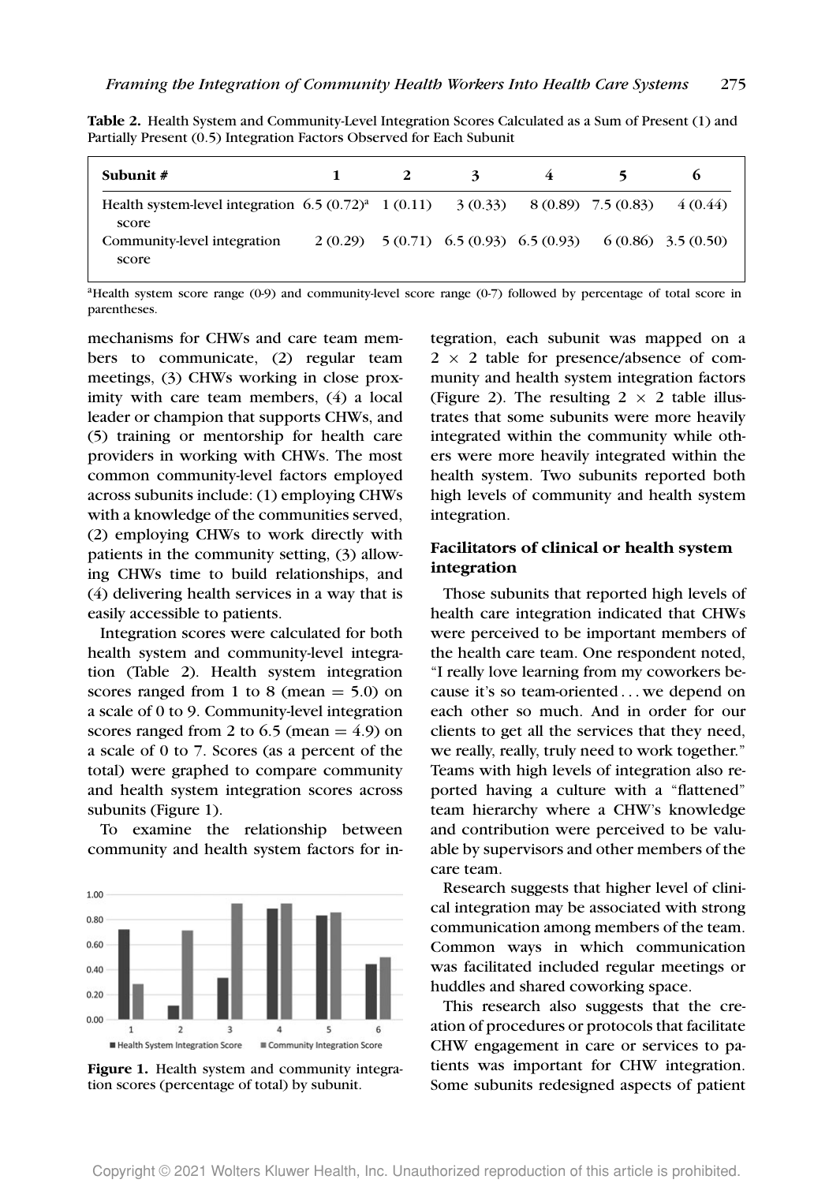**Table 2.** Health System and Community-Level Integration Scores Calculated as a Sum of Present (1) and Partially Present (0.5) Integration Factors Observed for Each Subunit

| Subunit # | 1 | 2 | 3 | 4 | 5 | 6 |
|---|---|---|---|---|---|---|
| Health system-level integration score | 6.5 (0.72)[a] | 1 (0.11) | 3 (0.33) | 8 (0.89) | 7.5 (0.83) | 4 (0.44) |
| Community-level integration score | 2 (0.29) | 5 (0.71) | 6.5 (0.93) | 6.5 (0.93) | 6 (0.86) | 3.5 (0.50) |

[a]Health system score range (0-9) and community-level score range (0-7) followed by percentage of total score in parentheses.

mechanisms for CHWs and care team members to communicate, (2) regular team meetings, (3) CHWs working in close proximity with care team members, (4) a local leader or champion that supports CHWs, and (5) training or mentorship for health care providers in working with CHWs. The most common community-level factors employed across subunits include: (1) employing CHWs with a knowledge of the communities served, (2) employing CHWs to work directly with patients in the community setting, (3) allowing CHWs time to build relationships, and (4) delivering health services in a way that is easily accessible to patients.

Integration scores were calculated for both health system and community-level integration (Table 2). Health system integration scores ranged from 1 to 8 (mean = 5.0) on a scale of 0 to 9. Community-level integration scores ranged from 2 to 6.5 (mean = 4.9) on a scale of 0 to 7. Scores (as a percent of the total) were graphed to compare community and health system integration scores across subunits (Figure 1).

To examine the relationship between community and health system factors for integration, each subunit was mapped on a 2 × 2 table for presence/absence of community and health system integration factors (Figure 2). The resulting 2 × 2 table illustrates that some subunits were more heavily integrated within the community while others were more heavily integrated within the health system. Two subunits reported both high levels of community and health system integration.

**Figure 1.** Health system and community integration scores (percentage of total) by subunit.

### Facilitators of clinical or health system integration

Those subunits that reported high levels of health care integration indicated that CHWs were perceived to be important members of the health care team. One respondent noted, "I really love learning from my coworkers because it's so team-oriented . . . we depend on each other so much. And in order for our clients to get all the services that they need, we really, really, truly need to work together." Teams with high levels of integration also reported having a culture with a "flattened" team hierarchy where a CHW's knowledge and contribution were perceived to be valuable by supervisors and other members of the care team.

Research suggests that higher level of clinical integration may be associated with strong communication among members of the team. Common ways in which communication was facilitated included regular meetings or huddles and shared coworking space.

This research also suggests that the creation of procedures or protocols that facilitate CHW engagement in care or services to patients was important for CHW integration. Some subunits redesigned aspects of patient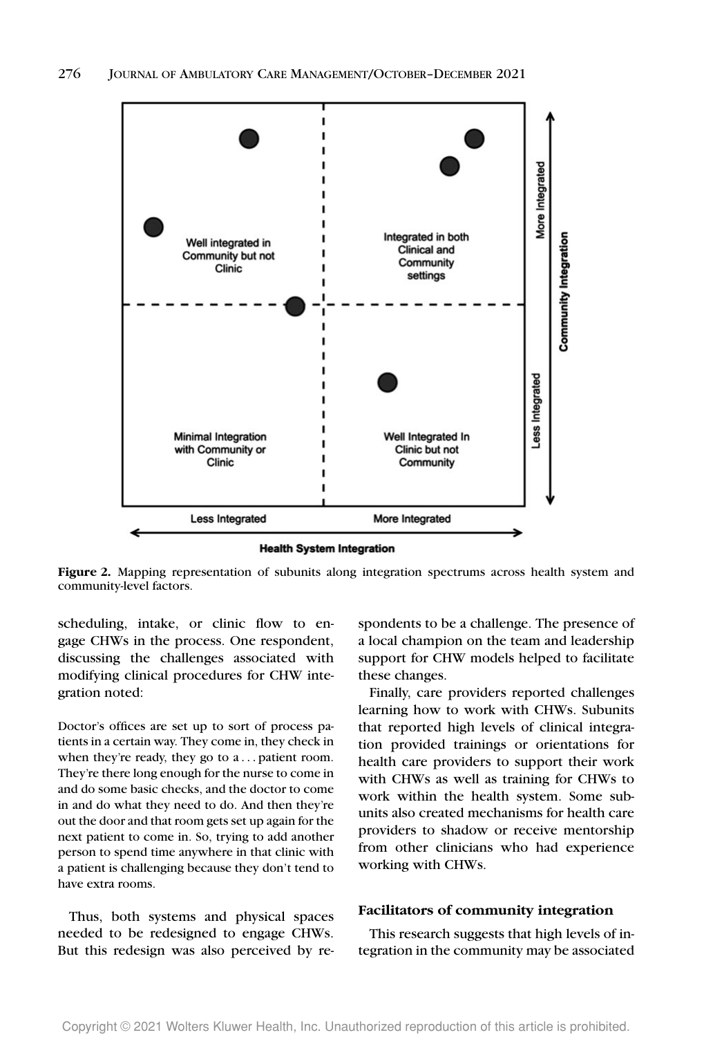Figure 2. Mapping representation of subunits along integration spectrums across health system and community-level factors.

scheduling, intake, or clinic flow to engage CHWs in the process. One respondent, discussing the challenges associated with modifying clinical procedures for CHW integration noted:

> Doctor's offices are set up to sort of process patients in a certain way. They come in, they check in when they're ready, they go to a . . . patient room. They're there long enough for the nurse to come in and do some basic checks, and the doctor to come in and do what they need to do. And then they're out the door and that room gets set up again for the next patient to come in. So, trying to add another person to spend time anywhere in that clinic with a patient is challenging because they don't tend to have extra rooms.

Thus, both systems and physical spaces needed to be redesigned to engage CHWs. But this redesign was also perceived by respondents to be a challenge. The presence of a local champion on the team and leadership support for CHW models helped to facilitate these changes.

Finally, care providers reported challenges learning how to work with CHWs. Subunits that reported high levels of clinical integration provided trainings or orientations for health care providers to support their work with CHWs as well as training for CHWs to work within the health system. Some subunits also created mechanisms for health care providers to shadow or receive mentorship from other clinicians who had experience working with CHWs.

### Facilitators of community integration

This research suggests that high levels of integration in the community may be associated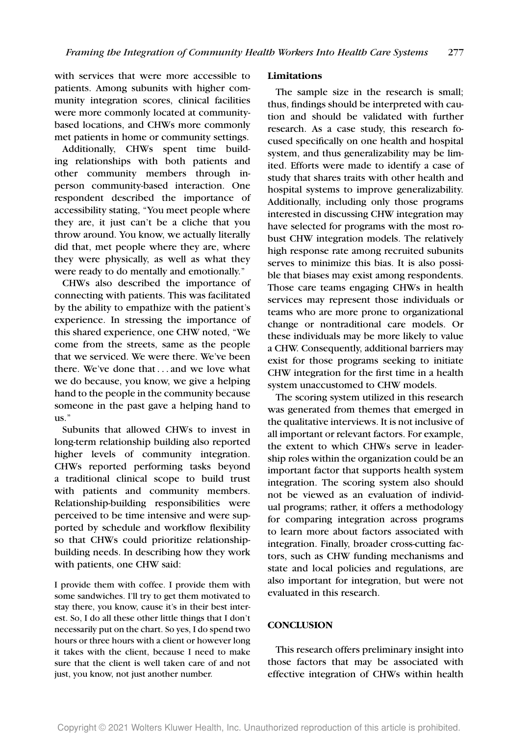with services that were more accessible to patients. Among subunits with higher community integration scores, clinical facilities were more commonly located at community-based locations, and CHWs more commonly met patients in home or community settings.

Additionally, CHWs spent time building relationships with both patients and other community members through in-person community-based interaction. One respondent described the importance of accessibility stating, "You meet people where they are, it just can't be a cliche that you throw around. You know, we actually literally did that, met people where they are, where they were physically, as well as what they were ready to do mentally and emotionally."

CHWs also described the importance of connecting with patients. This was facilitated by the ability to empathize with the patient's experience. In stressing the importance of this shared experience, one CHW noted, "We come from the streets, same as the people that we serviced. We were there. We've been there. We've done that . . . and we love what we do because, you know, we give a helping hand to the people in the community because someone in the past gave a helping hand to us."

Subunits that allowed CHWs to invest in long-term relationship building also reported higher levels of community integration. CHWs reported performing tasks beyond a traditional clinical scope to build trust with patients and community members. Relationship-building responsibilities were perceived to be time intensive and were supported by schedule and workflow flexibility so that CHWs could prioritize relationship-building needs. In describing how they work with patients, one CHW said:

> I provide them with coffee. I provide them with some sandwiches. I'll try to get them motivated to stay there, you know, cause it's in their best interest. So, I do all these other little things that I don't necessarily put on the chart. So yes, I do spend two hours or three hours with a client or however long it takes with the client, because I need to make sure that the client is well taken care of and not just, you know, not just another number.

### Limitations

The sample size in the research is small; thus, findings should be interpreted with caution and should be validated with further research. As a case study, this research focused specifically on one health and hospital system, and thus generalizability may be limited. Efforts were made to identify a case of study that shares traits with other health and hospital systems to improve generalizability. Additionally, including only those programs interested in discussing CHW integration may have selected for programs with the most robust CHW integration models. The relatively high response rate among recruited subunits serves to minimize this bias. It is also possible that biases may exist among respondents. Those care teams engaging CHWs in health services may represent those individuals or teams who are more prone to organizational change or nontraditional care models. Or these individuals may be more likely to value a CHW. Consequently, additional barriers may exist for those programs seeking to initiate CHW integration for the first time in a health system unaccustomed to CHW models.

The scoring system utilized in this research was generated from themes that emerged in the qualitative interviews. It is not inclusive of all important or relevant factors. For example, the extent to which CHWs serve in leadership roles within the organization could be an important factor that supports health system integration. The scoring system also should not be viewed as an evaluation of individual programs; rather, it offers a methodology for comparing integration across programs to learn more about factors associated with integration. Finally, broader cross-cutting factors, such as CHW funding mechanisms and state and local policies and regulations, are also important for integration, but were not evaluated in this research.

## CONCLUSION

This research offers preliminary insight into those factors that may be associated with effective integration of CHWs within health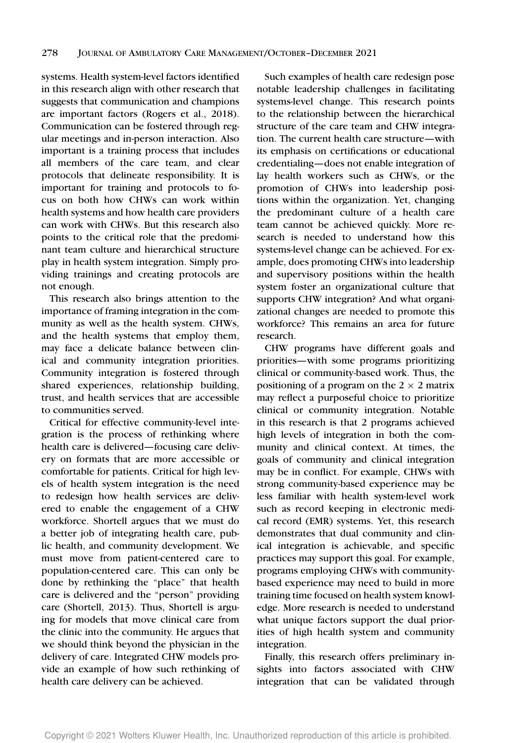systems. Health system-level factors identified in this research align with other research that suggests that communication and champions are important factors (Rogers et al., 2018). Communication can be fostered through regular meetings and in-person interaction. Also important is a training process that includes all members of the care team, and clear protocols that delineate responsibility. It is important for training and protocols to focus on both how CHWs can work within health systems and how health care providers can work with CHWs. But this research also points to the critical role that the predominant team culture and hierarchical structure play in health system integration. Simply providing trainings and creating protocols are not enough.

This research also brings attention to the importance of framing integration in the community as well as the health system. CHWs, and the health systems that employ them, may face a delicate balance between clinical and community integration priorities. Community integration is fostered through shared experiences, relationship building, trust, and health services that are accessible to communities served.

Critical for effective community-level integration is the process of rethinking where health care is delivered—focusing care delivery on formats that are more accessible or comfortable for patients. Critical for high levels of health system integration is the need to redesign how health services are delivered to enable the engagement of a CHW workforce. Shortell argues that we must do a better job of integrating health care, public health, and community development. We must move from patient-centered care to population-centered care. This can only be done by rethinking the "place" that health care is delivered and the "person" providing care (Shortell, 2013). Thus, Shortell is arguing for models that move clinical care from the clinic into the community. He argues that we should think beyond the physician in the delivery of care. Integrated CHW models provide an example of how such rethinking of health care delivery can be achieved.

Such examples of health care redesign pose notable leadership challenges in facilitating systems-level change. This research points to the relationship between the hierarchical structure of the care team and CHW integration. The current health care structure—with its emphasis on certifications or educational credentialing—does not enable integration of lay health workers such as CHWs, or the promotion of CHWs into leadership positions within the organization. Yet, changing the predominant culture of a health care team cannot be achieved quickly. More research is needed to understand how this systems-level change can be achieved. For example, does promoting CHWs into leadership and supervisory positions within the health system foster an organizational culture that supports CHW integration? And what organizational changes are needed to promote this workforce? This remains an area for future research.

CHW programs have different goals and priorities—with some programs prioritizing clinical or community-based work. Thus, the positioning of a program on the $2 \times 2$ matrix may reflect a purposeful choice to prioritize clinical or community integration. Notable in this research is that 2 programs achieved high levels of integration in both the community and clinical context. At times, the goals of community and clinical integration may be in conflict. For example, CHWs with strong community-based experience may be less familiar with health system-level work such as record keeping in electronic medical record (EMR) systems. Yet, this research demonstrates that dual community and clinical integration is achievable, and specific practices may support this goal. For example, programs employing CHWs with community-based experience may need to build in more training time focused on health system knowledge. More research is needed to understand what unique factors support the dual priorities of high health system and community integration.

Finally, this research offers preliminary insights into factors associated with CHW integration that can be validated through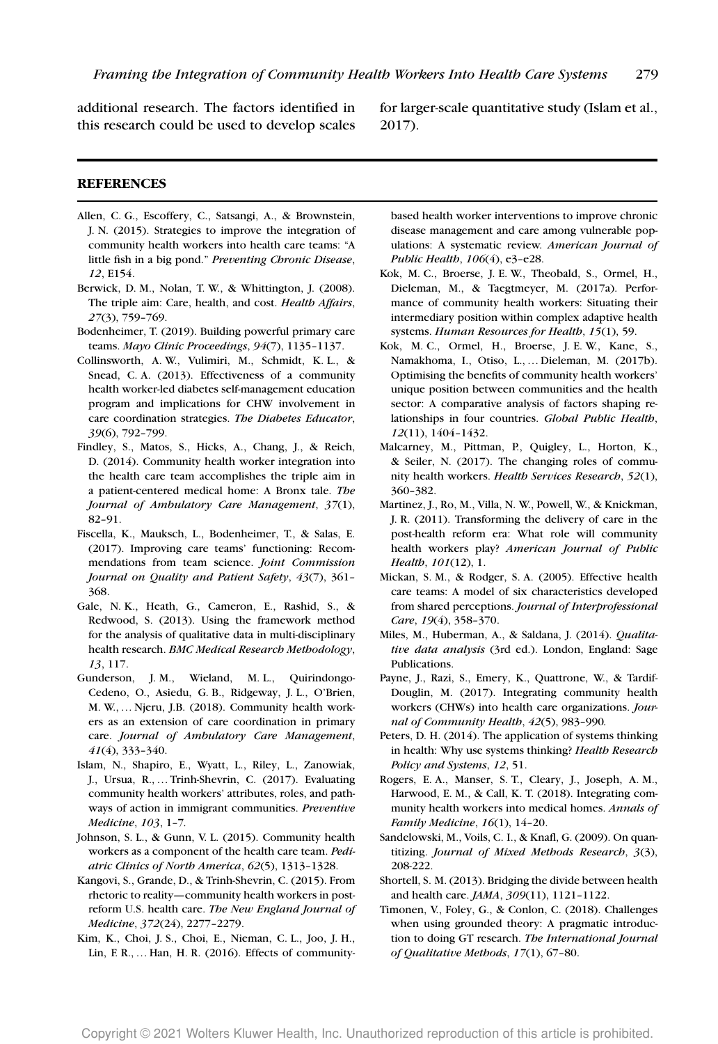additional research. The factors identified in this research could be used to develop scales for larger-scale quantitative study (Islam et al., 2017).

## REFERENCES

Allen, C. G., Escoffery, C., Satsangi, A., & Brownstein, J. N. (2015). Strategies to improve the integration of community health workers into health care teams: "A little fish in a big pond." *Preventing Chronic Disease*, *12*, E154.

Berwick, D. M., Nolan, T. W., & Whittington, J. (2008). The triple aim: Care, health, and cost. *Health Affairs*, *27*(3), 759–769.

Bodenheimer, T. (2019). Building powerful primary care teams. *Mayo Clinic Proceedings*, *94*(7), 1135–1137.

Collinsworth, A. W., Vulimiri, M., Schmidt, K. L., & Snead, C. A. (2013). Effectiveness of a community health worker-led diabetes self-management education program and implications for CHW involvement in care coordination strategies. *The Diabetes Educator*, *39*(6), 792–799.

Findley, S., Matos, S., Hicks, A., Chang, J., & Reich, D. (2014). Community health worker integration into the health care team accomplishes the triple aim in a patient-centered medical home: A Bronx tale. *The Journal of Ambulatory Care Management*, *37*(1), 82–91.

Fiscella, K., Mauksch, L., Bodenheimer, T., & Salas, E. (2017). Improving care teams' functioning: Recommendations from team science. *Joint Commission Journal on Quality and Patient Safety*, *43*(7), 361–368.

Gale, N. K., Heath, G., Cameron, E., Rashid, S., & Redwood, S. (2013). Using the framework method for the analysis of qualitative data in multi-disciplinary health research. *BMC Medical Research Methodology*, *13*, 117.

Gunderson, J. M., Wieland, M. L., Quirindongo-Cedeno, O., Asiedu, G. B., Ridgeway, J. L., O'Brien, M. W., … Njeru, J.B. (2018). Community health workers as an extension of care coordination in primary care. *Journal of Ambulatory Care Management*, *41*(4), 333–340.

Islam, N., Shapiro, E., Wyatt, L., Riley, L., Zanowiak, J., Ursua, R., … Trinh-Shevrin, C. (2017). Evaluating community health workers' attributes, roles, and pathways of action in immigrant communities. *Preventive Medicine*, *103*, 1–7.

Johnson, S. L., & Gunn, V. L. (2015). Community health workers as a component of the health care team. *Pediatric Clinics of North America*, *62*(5), 1313–1328.

Kangovi, S., Grande, D., & Trinh-Shevrin, C. (2015). From rhetoric to reality—community health workers in post-reform U.S. health care. *The New England Journal of Medicine*, *372*(24), 2277–2279.

Kim, K., Choi, J. S., Choi, E., Nieman, C. L., Joo, J. H., Lin, F. R., … Han, H. R. (2016). Effects of community-based health worker interventions to improve chronic disease management and care among vulnerable populations: A systematic review. *American Journal of Public Health*, *106*(4), e3–e28.

Kok, M. C., Broerse, J. E. W., Theobald, S., Ormel, H., Dieleman, M., & Taegtmeyer, M. (2017a). Performance of community health workers: Situating their intermediary position within complex adaptive health systems. *Human Resources for Health*, *15*(1), 59.

Kok, M. C., Ormel, H., Broerse, J. E. W., Kane, S., Namakhoma, I., Otiso, L., … Dieleman, M. (2017b). Optimising the benefits of community health workers' unique position between communities and the health sector: A comparative analysis of factors shaping relationships in four countries. *Global Public Health*, *12*(11), 1404–1432.

Malcarney, M., Pittman, P., Quigley, L., Horton, K., & Seiler, N. (2017). The changing roles of community health workers. *Health Services Research*, *52*(1), 360–382.

Martinez, J., Ro, M., Villa, N. W., Powell, W., & Knickman, J. R. (2011). Transforming the delivery of care in the post-health reform era: What role will community health workers play? *American Journal of Public Health*, *101*(12), 1.

Mickan, S. M., & Rodger, S. A. (2005). Effective health care teams: A model of six characteristics developed from shared perceptions. *Journal of Interprofessional Care*, *19*(4), 358–370.

Miles, M., Huberman, A., & Saldana, J. (2014). *Qualitative data analysis* (3rd ed.). London, England: Sage Publications.

Payne, J., Razi, S., Emery, K., Quattrone, W., & Tardif-Douglin, M. (2017). Integrating community health workers (CHWs) into health care organizations. *Journal of Community Health*, *42*(5), 983–990.

Peters, D. H. (2014). The application of systems thinking in health: Why use systems thinking? *Health Research Policy and Systems*, *12*, 51.

Rogers, E. A., Manser, S. T., Cleary, J., Joseph, A. M., Harwood, E. M., & Call, K. T. (2018). Integrating community health workers into medical homes. *Annals of Family Medicine*, *16*(1), 14–20.

Sandelowski, M., Voils, C. I., & Knafl, G. (2009). On quantitizing. *Journal of Mixed Methods Research*, *3*(3), 208-222.

Shortell, S. M. (2013). Bridging the divide between health and health care. *JAMA*, *309*(11), 1121–1122.

Timonen, V., Foley, G., & Conlon, C. (2018). Challenges when using grounded theory: A pragmatic introduction to doing GT research. *The International Journal of Qualitative Methods*, *17*(1), 67–80.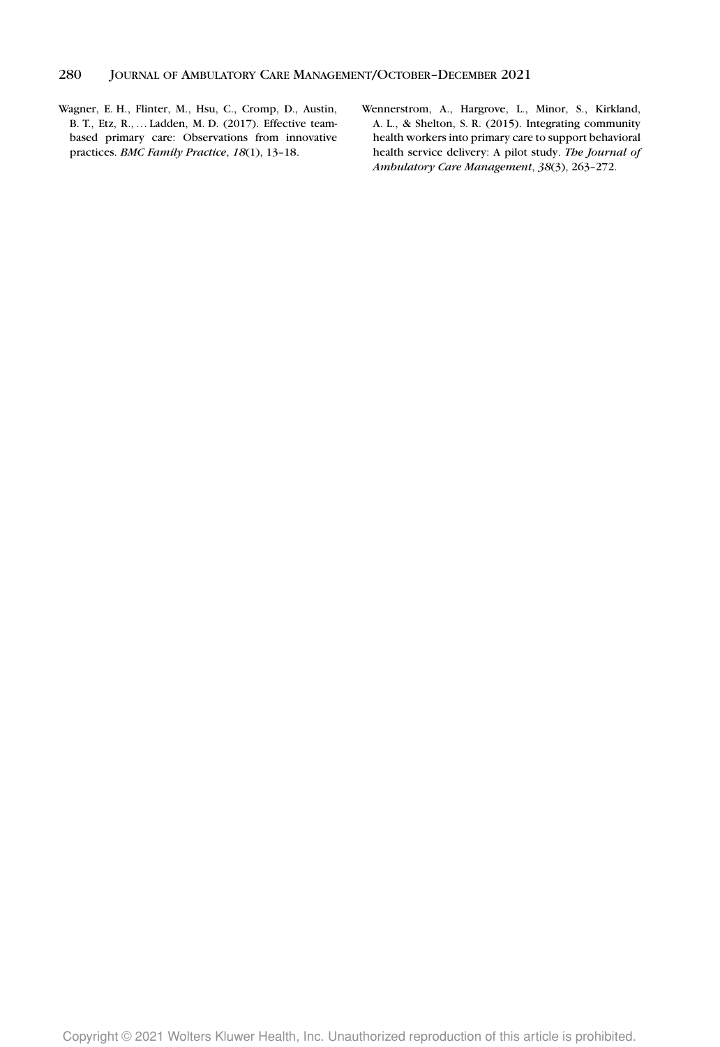Wagner, E. H., Flinter, M., Hsu, C., Cromp, D., Austin, B. T., Etz, R., … Ladden, M. D. (2017). Effective team-based primary care: Observations from innovative practices. *BMC Family Practice*, *18*(1), 13–18.

Wennerstrom, A., Hargrove, L., Minor, S., Kirkland, A. L., & Shelton, S. R. (2015). Integrating community health workers into primary care to support behavioral health service delivery: A pilot study. *The Journal of Ambulatory Care Management*, *38*(3), 263–272.